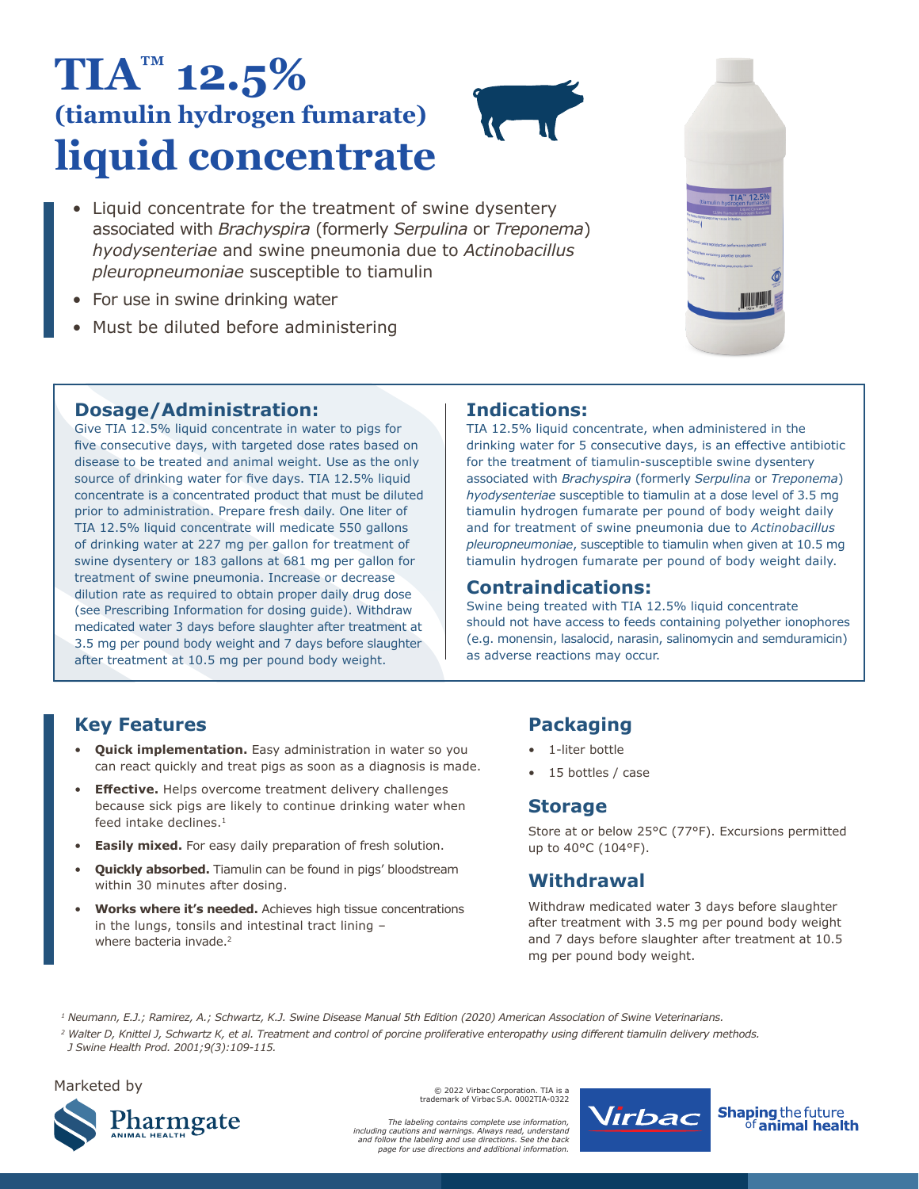# TIA™ 12.5%

## (tiamulin hydrogen fumarate)

# liquid concentrate

- Liquid concentrate for the treatment of swine dysentery associated with *Brachyspira* (formerly *Serpulina* or *Treponema*) *hyodysenteriae* and swine pneumonia due to *Actinobacillus pleuropneumoniae* susceptible to tiamulin
- For use in swine drinking water
- Must be diluted before administering

## Dosage/Administration:

Give TIA 12.5% liquid concentrate in water to pigs for five consecutive days, with targeted dose rates based on disease to be treated and animal weight. Use as the only source of drinking water for five days. TIA 12.5% liquid concentrate is a concentrated product that must be diluted prior to administration. Prepare fresh daily. One liter of TIA 12.5% liquid concentrate will medicate 550 gallons of drinking water at 227 mg per gallon for treatment of swine dysentery or 183 gallons at 681 mg per gallon for treatment of swine pneumonia. Increase or decrease dilution rate as required to obtain proper daily drug dose (see Prescribing Information for dosing guide). Withdraw medicated water 3 days before slaughter after treatment at 3.5 mg per pound body weight and 7 days before slaughter after treatment at 10.5 mg per pound body weight.

## Indications:

TIA 12.5% liquid concentrate, when administered in the drinking water for 5 consecutive days, is an effective antibiotic for the treatment of tiamulin-susceptible swine dysentery associated with *Brachyspira* (formerly *Serpulina* or *Treponema*) *hyodysenteriae* susceptible to tiamulin at a dose level of 3.5 mg tiamulin hydrogen fumarate per pound of body weight daily and for treatment of swine pneumonia due to *Actinobacillus pleuropneumoniae*, susceptible to tiamulin when given at 10.5 mg tiamulin hydrogen fumarate per pound of body weight daily.

## Contraindications:

Swine being treated with TIA 12.5% liquid concentrate should not have access to feeds containing polyether ionophores (e.g. monensin, lasalocid, narasin, salinomycin and semduramicin) as adverse reactions may occur.

## Key Features

- **Quick implementation.** Easy administration in water so you can react quickly and treat pigs as soon as a diagnosis is made.
- **Effective.** Helps overcome treatment delivery challenges because sick pigs are likely to continue drinking water when feed intake declines.[1]
- **Easily mixed.** For easy daily preparation of fresh solution.
- **Quickly absorbed.** Tiamulin can be found in pigs' bloodstream within 30 minutes after dosing.
- **Works where it's needed.** Achieves high tissue concentrations in the lungs, tonsils and intestinal tract lining – where bacteria invade.[2]

## Packaging

- 1-liter bottle
- 15 bottles / case

## Storage

Store at or below 25°C (77°F). Excursions permitted up to 40°C (104°F).

## Withdrawal

Withdraw medicated water 3 days before slaughter after treatment with 3.5 mg per pound body weight and 7 days before slaughter after treatment at 10.5 mg per pound body weight.

*[1] Neumann, E.J.; Ramirez, A.; Schwartz, K.J. Swine Disease Manual 5th Edition (2020) American Association of Swine Veterinarians.*

*[2] Walter D, Knittel J, Schwartz K, et al. Treatment and control of porcine proliferative enteropathy using different tiamulin delivery methods. J Swine Health Prod. 2001;9(3):109-115.*

Marketed by

Pharmgate ANIMAL HEALTH

© 2022 Virbac Corporation. TIA is a trademark of Virbac S.A. 0002TIA-0322

*The labeling contains complete use information, including cautions and warnings. Always read, understand and follow the labeling and use directions. See the back page for use directions and additional information.*

Virbac

**Shaping** the future of **animal health**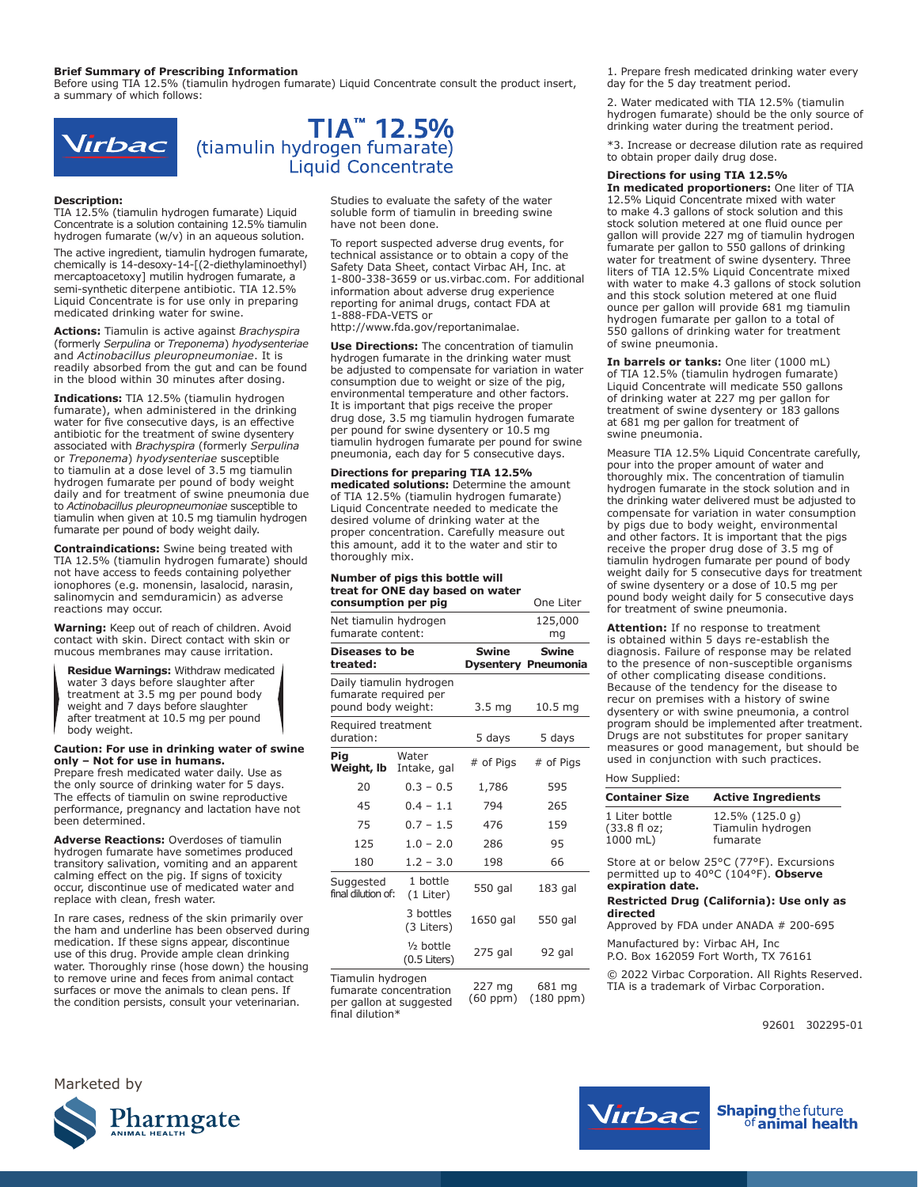**Brief Summary of Prescribing Information**
Before using TIA 12.5% (tiamulin hydrogen fumarate) Liquid Concentrate consult the product insert, a summary of which follows:

Virbac

# TIA™ 12.5%
## (tiamulin hydrogen fumarate) Liquid Concentrate

**Description:**
TIA 12.5% (tiamulin hydrogen fumarate) Liquid Concentrate is a solution containing 12.5% tiamulin hydrogen fumarate (w/v) in an aqueous solution.

The active ingredient, tiamulin hydrogen fumarate, chemically is 14-desoxy-14-[(2-diethylaminoethyl) mercaptoacetoxy] mutilin hydrogen fumarate, a semi-synthetic diterpene antibiotic. TIA 12.5% Liquid Concentrate is for use only in preparing medicated drinking water for swine.

**Actions:** Tiamulin is active against *Brachyspira* (formerly *Serpulina* or *Treponema*) *hyodysenteriae* and *Actinobacillus pleuropneumoniae*. It is readily absorbed from the gut and can be found in the blood within 30 minutes after dosing.

**Indications:** TIA 12.5% (tiamulin hydrogen fumarate), when administered in the drinking water for five consecutive days, is an effective antibiotic for the treatment of swine dysentery associated with *Brachyspira* (formerly *Serpulina* or *Treponema*) *hyodysenteriae* susceptible to tiamulin at a dose level of 3.5 mg tiamulin hydrogen fumarate per pound of body weight daily and for treatment of swine pneumonia due to *Actinobacillus pleuropneumoniae* susceptible to tiamulin when given at 10.5 mg tiamulin hydrogen fumarate per pound of body weight daily.

**Contraindications:** Swine being treated with TIA 12.5% (tiamulin hydrogen fumarate) should not have access to feeds containing polyether ionophores (e.g. monensin, lasalocid, narasin, salinomycin and semduramicin) as adverse reactions may occur.

**Warning:** Keep out of reach of children. Avoid contact with skin. Direct contact with skin or mucous membranes may cause irritation.

**Residue Warnings:** Withdraw medicated water 3 days before slaughter after treatment at 3.5 mg per pound body weight and 7 days before slaughter after treatment at 10.5 mg per pound body weight.

**Caution: For use in drinking water of swine only – Not for use in humans.**
Prepare fresh medicated water daily. Use as the only source of drinking water for 5 days. The effects of tiamulin on swine reproductive performance, pregnancy and lactation have not been determined.

**Adverse Reactions:** Overdoses of tiamulin hydrogen fumarate have sometimes produced transitory salivation, vomiting and an apparent calming effect on the pig. If signs of toxicity occur, discontinue use of medicated water and replace with clean, fresh water.

In rare cases, redness of the skin primarily over the ham and underline has been observed during medication. If these signs appear, discontinue use of this drug. Provide ample clean drinking water. Thoroughly rinse (hose down) the housing to remove urine and feces from animal contact surfaces or move the animals to clean pens. If the condition persists, consult your veterinarian.

Studies to evaluate the safety of the water soluble form of tiamulin in breeding swine have not been done.

To report suspected adverse drug events, for technical assistance or to obtain a copy of the Safety Data Sheet, contact Virbac AH, Inc. at 1-800-338-3659 or us.virbac.com. For additional information about adverse drug experience reporting for animal drugs, contact FDA at 1-888-FDA-VETS or http://www.fda.gov/reportanimalae.

**Use Directions:** The concentration of tiamulin hydrogen fumarate in the drinking water must be adjusted to compensate for variation in water consumption due to weight or size of the pig, environmental temperature and other factors. It is important that pigs receive the proper drug dose, 3.5 mg tiamulin hydrogen fumarate per pound for swine dysentery or 10.5 mg tiamulin hydrogen fumarate per pound for swine pneumonia, each day for 5 consecutive days.

**Directions for preparing TIA 12.5% medicated solutions:** Determine the amount of TIA 12.5% (tiamulin hydrogen fumarate) Liquid Concentrate needed to medicate the desired volume of drinking water at the proper concentration. Carefully measure out this amount, add it to the water and stir to thoroughly mix.

| **Number of pigs this bottle will treat for ONE day based on water consumption per pig** | | | One Liter |
|---|---|---|---|
| Net tiamulin hydrogen fumarate content: | | | 125,000 mg |
| **Diseases to be treated:** | | **Swine Dysentery** | **Swine Pneumonia** |
| Daily tiamulin hydrogen fumarate required per pound body weight: | | 3.5 mg | 10.5 mg |
| Required treatment duration: | | 5 days | 5 days |
| **Pig Weight, lb** | Water Intake, gal | # of Pigs | # of Pigs |
| 20 | 0.3 – 0.5 | 1,786 | 595 |
| 45 | 0.4 – 1.1 | 794 | 265 |
| 75 | 0.7 – 1.5 | 476 | 159 |
| 125 | 1.0 – 2.0 | 286 | 95 |
| 180 | 1.2 – 3.0 | 198 | 66 |
| Suggested final dilution of: | 1 bottle (1 Liter) | 550 gal | 183 gal |
| | 3 bottles (3 Liters) | 1650 gal | 550 gal |
| | ½ bottle (0.5 Liters) | 275 gal | 92 gal |
| Tiamulin hydrogen fumarate concentration per gallon at suggested final dilution* | | 227 mg (60 ppm) | 681 mg (180 ppm) |

1. Prepare fresh medicated drinking water every day for the 5 day treatment period.

2. Water medicated with TIA 12.5% (tiamulin hydrogen fumarate) should be the only source of drinking water during the treatment period.

*3. Increase or decrease dilution rate as required to obtain proper daily drug dose.

**Directions for using TIA 12.5%**
**In medicated proportioners:** One liter of TIA 12.5% Liquid Concentrate mixed with water to make 4.3 gallons of stock solution and this stock solution metered at one fluid ounce per gallon will provide 227 mg of tiamulin hydrogen fumarate per gallon to 550 gallons of drinking water for treatment of swine dysentery. Three liters of TIA 12.5% Liquid Concentrate mixed with water to make 4.3 gallons of stock solution and this stock solution metered at one fluid ounce per gallon will provide 681 mg tiamulin hydrogen fumarate per gallon to a total of 550 gallons of drinking water for treatment of swine pneumonia.

**In barrels or tanks:** One liter (1000 mL) of TIA 12.5% (tiamulin hydrogen fumarate) Liquid Concentrate will medicate 550 gallons of drinking water at 227 mg per gallon for treatment of swine dysentery or 183 gallons at 681 mg per gallon for treatment of swine pneumonia.

Measure TIA 12.5% Liquid Concentrate carefully, pour into the proper amount of water and thoroughly mix. The concentration of tiamulin hydrogen fumarate in the stock solution and in the drinking water delivered must be adjusted to compensate for variation in water consumption by pigs due to body weight, environmental and other factors. It is important that the pigs receive the proper drug dose of 3.5 mg of tiamulin hydrogen fumarate per pound of body weight daily for 5 consecutive days for treatment of swine dysentery or a dose of 10.5 mg per pound body weight daily for 5 consecutive days for treatment of swine pneumonia.

**Attention:** If no response to treatment is obtained within 5 days re-establish the diagnosis. Failure of response may be related to the presence of non-susceptible organisms of other complicating disease conditions. Because of the tendency for the disease to recur on premises with a history of swine dysentery or with swine pneumonia, a control program should be implemented after treatment. Drugs are not substitutes for proper sanitary measures or good management, but should be used in conjunction with such practices.

How Supplied:

| **Container Size** | **Active Ingredients** |
|---|---|
| 1 Liter bottle (33.8 fl oz; 1000 mL) | 12.5% (125.0 g) Tiamulin hydrogen fumarate |

Store at or below 25°C (77°F). Excursions permitted up to 40°C (104°F). **Observe expiration date.**

**Restricted Drug (California): Use only as directed**
Approved by FDA under ANADA # 200-695

Manufactured by: Virbac AH, Inc
P.O. Box 162059 Fort Worth, TX 76161

© 2022 Virbac Corporation. All Rights Reserved. TIA is a trademark of Virbac Corporation.

92601 302295-01

Marketed by
Pharmgate ANIMAL HEALTH

Virbac Shaping the future of animal health